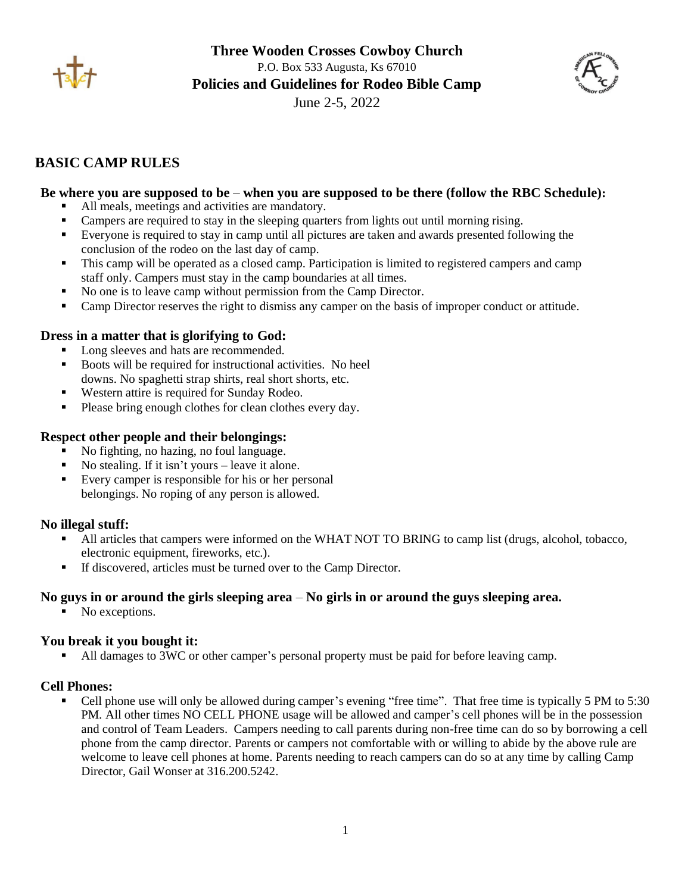# Three Wooden Crosses Cowboy Church

P.O. Box 533 Augusta, Ks 67010

**Policies and Guidelines for Rodeo Bible Camp**

June 2-5, 2022

## BASIC CAMP RULES

### Be where you are supposed to be – when you are supposed to be there (follow the RBC Schedule):

- All meals, meetings and activities are mandatory.
- Campers are required to stay in the sleeping quarters from lights out until morning rising.
- Everyone is required to stay in camp until all pictures are taken and awards presented following the conclusion of the rodeo on the last day of camp.
- This camp will be operated as a closed camp. Participation is limited to registered campers and camp staff only. Campers must stay in the camp boundaries at all times.
- No one is to leave camp without permission from the Camp Director.
- Camp Director reserves the right to dismiss any camper on the basis of improper conduct or attitude.

### Dress in a matter that is glorifying to God:

- Long sleeves and hats are recommended.
- Boots will be required for instructional activities. No heel downs. No spaghetti strap shirts, real short shorts, etc.
- Western attire is required for Sunday Rodeo.
- Please bring enough clothes for clean clothes every day.

### Respect other people and their belongings:

- No fighting, no hazing, no foul language.
- No stealing. If it isn't yours – leave it alone.
- Every camper is responsible for his or her personal belongings. No roping of any person is allowed.

### No illegal stuff:

- All articles that campers were informed on the WHAT NOT TO BRING to camp list (drugs, alcohol, tobacco, electronic equipment, fireworks, etc.).
- If discovered, articles must be turned over to the Camp Director.

### No guys in or around the girls sleeping area – No girls in or around the guys sleeping area.

- No exceptions.

### You break it you bought it:

- All damages to 3WC or other camper's personal property must be paid for before leaving camp.

### Cell Phones:

- Cell phone use will only be allowed during camper's evening "free time". That free time is typically 5 PM to 5:30 PM. All other times NO CELL PHONE usage will be allowed and camper's cell phones will be in the possession and control of Team Leaders. Campers needing to call parents during non-free time can do so by borrowing a cell phone from the camp director. Parents or campers not comfortable with or willing to abide by the above rule are welcome to leave cell phones at home. Parents needing to reach campers can do so at any time by calling Camp Director, Gail Wonser at 316.200.5242.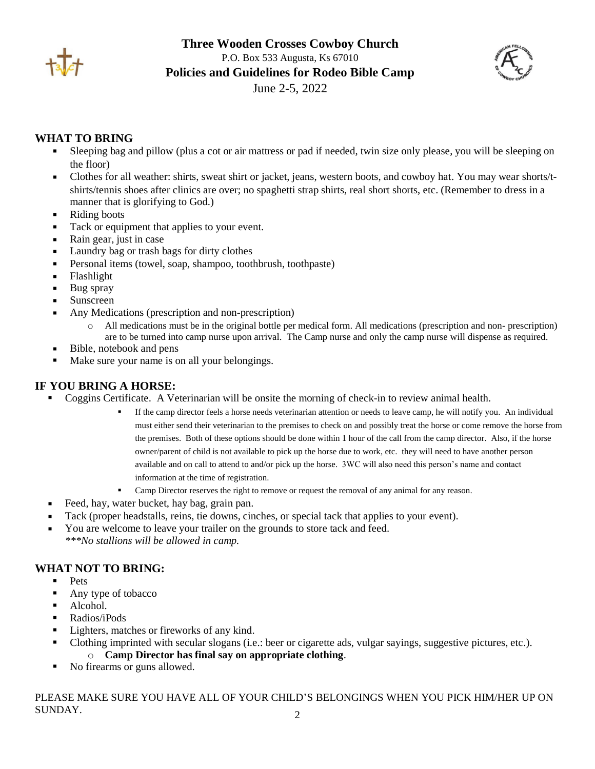# Three Wooden Crosses Cowboy Church

P.O. Box 533 Augusta, Ks 67010

## Policies and Guidelines for Rodeo Bible Camp

June 2-5, 2022

### WHAT TO BRING

- Sleeping bag and pillow (plus a cot or air mattress or pad if needed, twin size only please, you will be sleeping on the floor)
- Clothes for all weather: shirts, sweat shirt or jacket, jeans, western boots, and cowboy hat. You may wear shorts/t-shirts/tennis shoes after clinics are over; no spaghetti strap shirts, real short shorts, etc. (Remember to dress in a manner that is glorifying to God.)
- Riding boots
- Tack or equipment that applies to your event.
- Rain gear, just in case
- Laundry bag or trash bags for dirty clothes
- Personal items (towel, soap, shampoo, toothbrush, toothpaste)
- Flashlight
- Bug spray
- Sunscreen
- Any Medications (prescription and non-prescription)
  - All medications must be in the original bottle per medical form. All medications (prescription and non- prescription) are to be turned into camp nurse upon arrival. The Camp nurse and only the camp nurse will dispense as required.
- Bible, notebook and pens
- Make sure your name is on all your belongings.

### IF YOU BRING A HORSE:

- Coggins Certificate. A Veterinarian will be onsite the morning of check-in to review animal health.
  - If the camp director feels a horse needs veterinarian attention or needs to leave camp, he will notify you. An individual must either send their veterinarian to the premises to check on and possibly treat the horse or come remove the horse from the premises. Both of these options should be done within 1 hour of the call from the camp director. Also, if the horse owner/parent of child is not available to pick up the horse due to work, etc. they will need to have another person available and on call to attend to and/or pick up the horse. 3WC will also need this person's name and contact information at the time of registration.
  - Camp Director reserves the right to remove or request the removal of any animal for any reason.
- Feed, hay, water bucket, hay bag, grain pan.
- Tack (proper headstalls, reins, tie downs, cinches, or special tack that applies to your event).
- You are welcome to leave your trailer on the grounds to store tack and feed.
  *\*\*\*No stallions will be allowed in camp.*

### WHAT NOT TO BRING:

- Pets
- Any type of tobacco
- Alcohol.
- Radios/iPods
- Lighters, matches or fireworks of any kind.
- Clothing imprinted with secular slogans (i.e.: beer or cigarette ads, vulgar sayings, suggestive pictures, etc.).
  - **Camp Director has final say on appropriate clothing**.
- No firearms or guns allowed.

PLEASE MAKE SURE YOU HAVE ALL OF YOUR CHILD'S BELONGINGS WHEN YOU PICK HIM/HER UP ON SUNDAY.